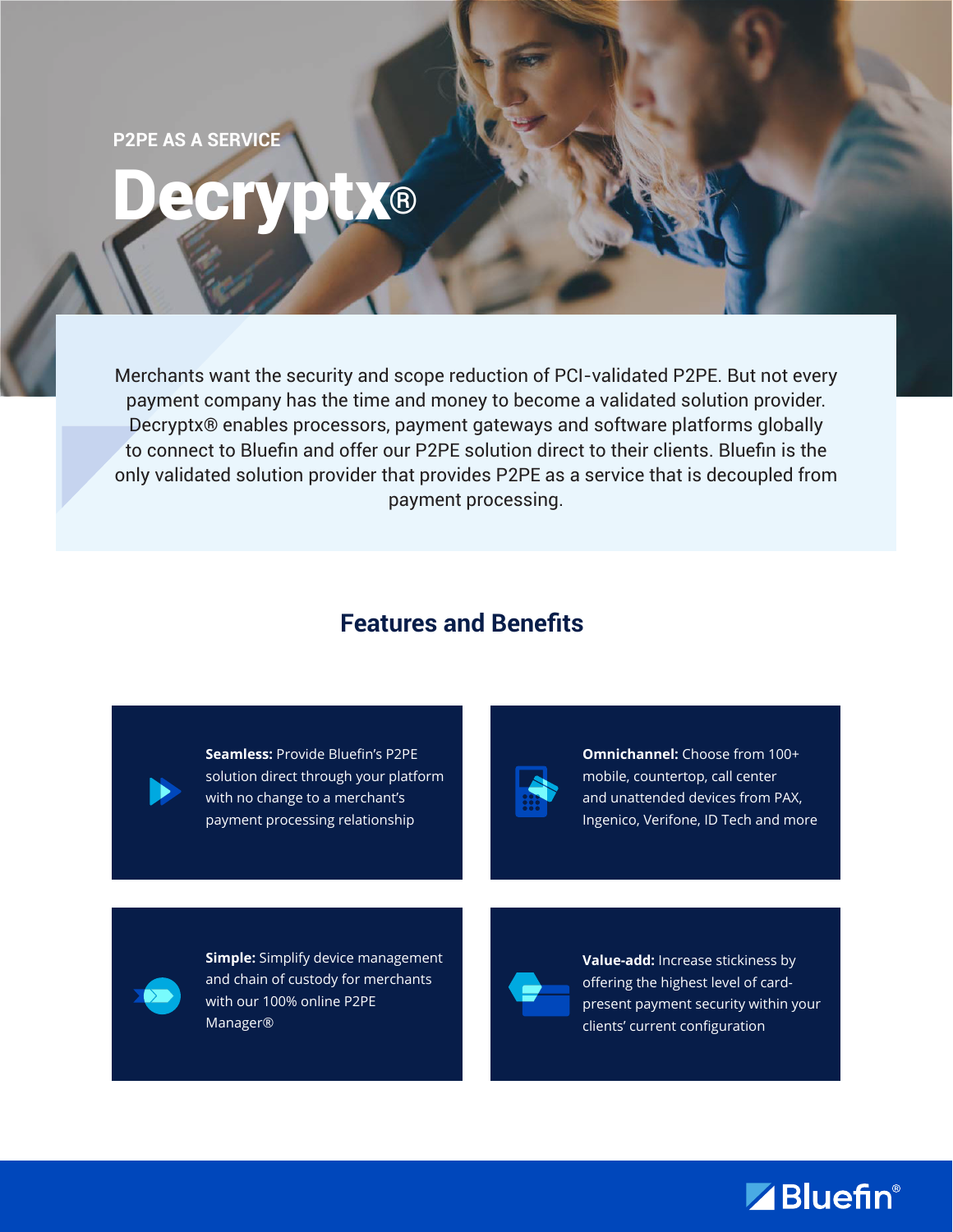P2PE AS A SERVICE

# Decryptx®

Merchants want the security and scope reduction of PCI-validated P2PE. But not every payment company has the time and money to become a validated solution provider. Decryptx® enables processors, payment gateways and software platforms globally to connect to Bluefin and offer our P2PE solution direct to their clients. Bluefin is the only validated solution provider that provides P2PE as a service that is decoupled from payment processing.

## Features and Benefits

**Seamless:** Provide Bluefin's P2PE solution direct through your platform with no change to a merchant's payment processing relationship

**Omnichannel:** Choose from 100+ mobile, countertop, call center and unattended devices from PAX, Ingenico, Verifone, ID Tech and more

**Simple:** Simplify device management and chain of custody for merchants with our 100% online P2PE Manager®

**Value-add:** Increase stickiness by offering the highest level of card-present payment security within your clients' current configuration

Bluefin®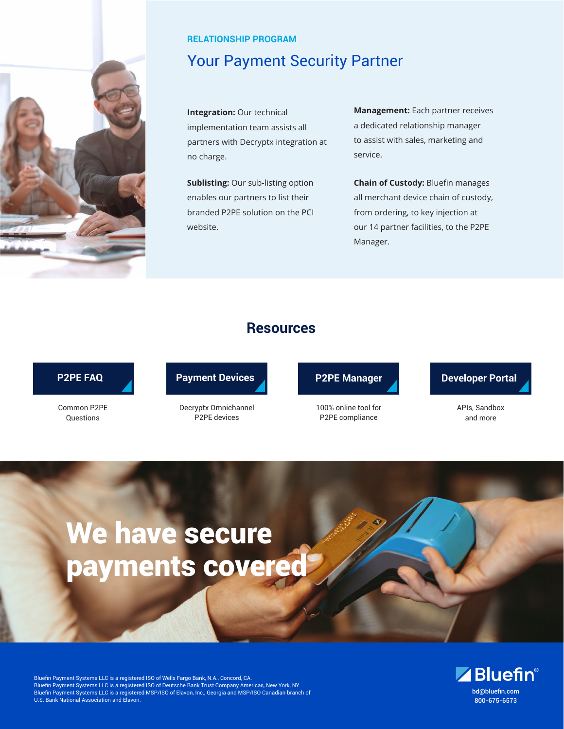RELATIONSHIP PROGRAM

## Your Payment Security Partner

**Integration:** Our technical implementation team assists all partners with Decryptx integration at no charge.

**Sublisting:** Our sub-listing option enables our partners to list their branded P2PE solution on the PCI website.

**Management:** Each partner receives a dedicated relationship manager to assist with sales, marketing and service.

**Chain of Custody:** Bluefin manages all merchant device chain of custody, from ordering, to key injection at our 14 partner facilities, to the P2PE Manager.

## Resources

**P2PE FAQ**

Common P2PE Questions

**Payment Devices**

Decryptx Omnichannel P2PE devices

**P2PE Manager**

100% online tool for P2PE compliance

**Developer Portal**

APIs, Sandbox and more

# We have secure payments covered

Bluefin Payment Systems LLC is a registered ISO of Wells Fargo Bank, N.A., Concord, CA.
Bluefin Payment Systems LLC is a registered ISO of Deutsche Bank Trust Company Americas, New York, NY.
Bluefin Payment Systems LLC is a registered MSP/ISO of Elavon, Inc., Georgia and MSP/ISO Canadian branch of U.S. Bank National Association and Elavon.

Bluefin®
bd@bluefin.com
800-675-6573